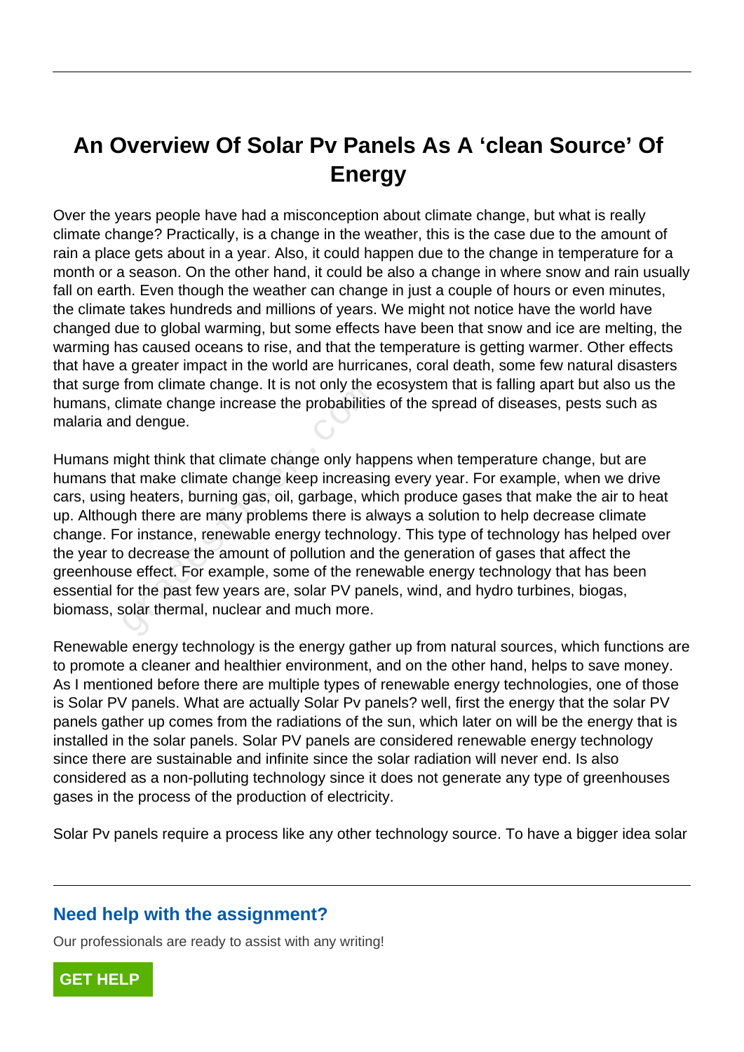# An Overview Of Solar Pv Panels As A ‘clean Source’ Of Energy

Over the years people have had a misconception about climate change, but what is really climate change? Practically, is a change in the weather, this is the case due to the amount of rain a place gets about in a year. Also, it could happen due to the change in temperature for a month or a season. On the other hand, it could be also a change in where snow and rain usually fall on earth. Even though the weather can change in just a couple of hours or even minutes, the climate takes hundreds and millions of years. We might not notice have the world have changed due to global warming, but some effects have been that snow and ice are melting, the warming has caused oceans to rise, and that the temperature is getting warmer. Other effects that have a greater impact in the world are hurricanes, coral death, some few natural disasters that surge from climate change. It is not only the ecosystem that is falling apart but also us the humans, climate change increase the probabilities of the spread of diseases, pests such as malaria and dengue.

Humans might think that climate change only happens when temperature change, but are humans that make climate change keep increasing every year. For example, when we drive cars, using heaters, burning gas, oil, garbage, which produce gases that make the air to heat up. Although there are many problems there is always a solution to help decrease climate change. For instance, renewable energy technology. This type of technology has helped over the year to decrease the amount of pollution and the generation of gases that affect the greenhouse effect. For example, some of the renewable energy technology that has been essential for the past few years are, solar PV panels, wind, and hydro turbines, biogas, biomass, solar thermal, nuclear and much more.

Renewable energy technology is the energy gather up from natural sources, which functions are to promote a cleaner and healthier environment, and on the other hand, helps to save money. As I mentioned before there are multiple types of renewable energy technologies, one of those is Solar PV panels. What are actually Solar Pv panels? well, first the energy that the solar PV panels gather up comes from the radiations of the sun, which later on will be the energy that is installed in the solar panels. Solar PV panels are considered renewable energy technology since there are sustainable and infinite since the solar radiation will never end. Is also considered as a non-polluting technology since it does not generate any type of greenhouses gases in the process of the production of electricity.

Solar Pv panels require a process like any other technology source. To have a bigger idea solar

## Need help with the assignment?

Our professionals are ready to assist with any writing!

GET HELP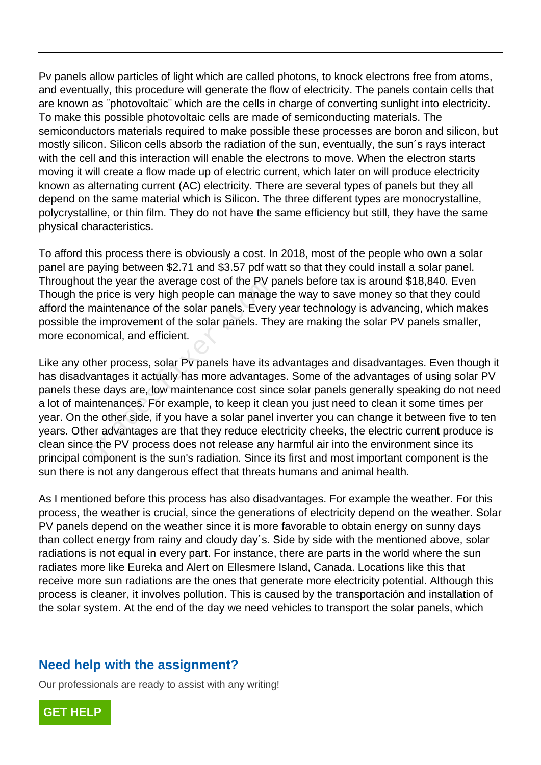Pv panels allow particles of light which are called photons, to knock electrons free from atoms, and eventually, this procedure will generate the flow of electricity. The panels contain cells that are known as ¨photovoltaic¨ which are the cells in charge of converting sunlight into electricity. To make this possible photovoltaic cells are made of semiconducting materials. The semiconductors materials required to make possible these processes are boron and silicon, but mostly silicon. Silicon cells absorb the radiation of the sun, eventually, the sun´s rays interact with the cell and this interaction will enable the electrons to move. When the electron starts moving it will create a flow made up of electric current, which later on will produce electricity known as alternating current (AC) electricity. There are several types of panels but they all depend on the same material which is Silicon. The three different types are monocrystalline, polycrystalline, or thin film. They do not have the same efficiency but still, they have the same physical characteristics.

To afford this process there is obviously a cost. In 2018, most of the people who own a solar panel are paying between $2.71 and $3.57 pdf watt so that they could install a solar panel. Throughout the year the average cost of the PV panels before tax is around $18,840. Even Though the price is very high people can manage the way to save money so that they could afford the maintenance of the solar panels. Every year technology is advancing, which makes possible the improvement of the solar panels. They are making the solar PV panels smaller, more economical, and efficient.

Like any other process, solar Pv panels have its advantages and disadvantages. Even though it has disadvantages it actually has more advantages. Some of the advantages of using solar PV panels these days are, low maintenance cost since solar panels generally speaking do not need a lot of maintenances. For example, to keep it clean you just need to clean it some times per year. On the other side, if you have a solar panel inverter you can change it between five to ten years. Other advantages are that they reduce electricity cheeks, the electric current produce is clean since the PV process does not release any harmful air into the environment since its principal component is the sun's radiation. Since its first and most important component is the sun there is not any dangerous effect that threats humans and animal health.

As I mentioned before this process has also disadvantages. For example the weather. For this process, the weather is crucial, since the generations of electricity depend on the weather. Solar PV panels depend on the weather since it is more favorable to obtain energy on sunny days than collect energy from rainy and cloudy day´s. Side by side with the mentioned above, solar radiations is not equal in every part. For instance, there are parts in the world where the sun radiates more like Eureka and Alert on Ellesmere Island, Canada. Locations like this that receive more sun radiations are the ones that generate more electricity potential. Although this process is cleaner, it involves pollution. This is caused by the transportación and installation of the solar system. At the end of the day we need vehicles to transport the solar panels, which

---

## Need help with the assignment?

Our professionals are ready to assist with any writing!

**GET HELP**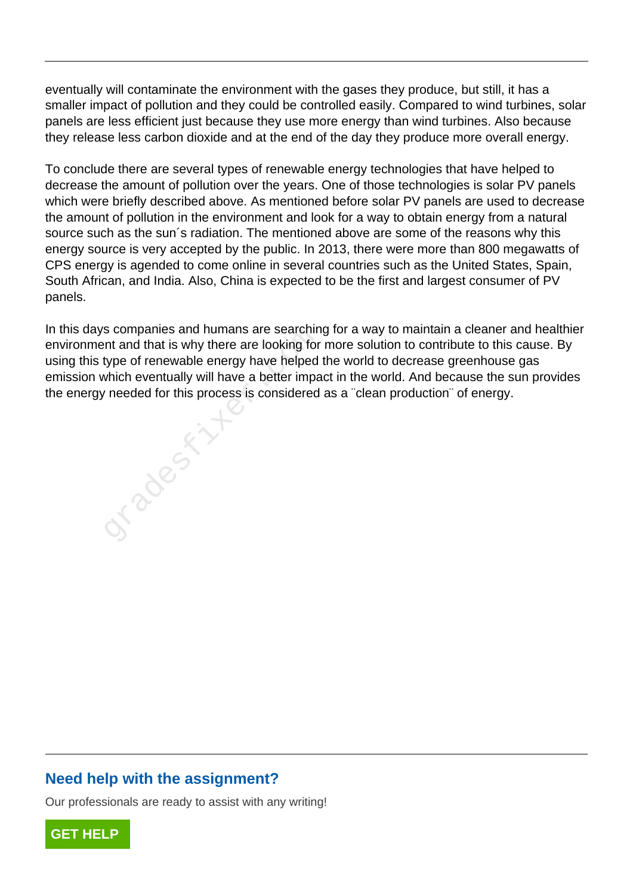eventually will contaminate the environment with the gases they produce, but still, it has a smaller impact of pollution and they could be controlled easily. Compared to wind turbines, solar panels are less efficient just because they use more energy than wind turbines. Also because they release less carbon dioxide and at the end of the day they produce more overall energy.

To conclude there are several types of renewable energy technologies that have helped to decrease the amount of pollution over the years. One of those technologies is solar PV panels which were briefly described above. As mentioned before solar PV panels are used to decrease the amount of pollution in the environment and look for a way to obtain energy from a natural source such as the sun´s radiation. The mentioned above are some of the reasons why this energy source is very accepted by the public. In 2013, there were more than 800 megawatts of CPS energy is agended to come online in several countries such as the United States, Spain, South African, and India. Also, China is expected to be the first and largest consumer of PV panels.

In this days companies and humans are searching for a way to maintain a cleaner and healthier environment and that is why there are looking for more solution to contribute to this cause. By using this type of renewable energy have helped the world to decrease greenhouse gas emission which eventually will have a better impact in the world. And because the sun provides the energy needed for this process is considered as a ¨clean production¨ of energy.

## Need help with the assignment?

Our professionals are ready to assist with any writing!

**GET HELP**